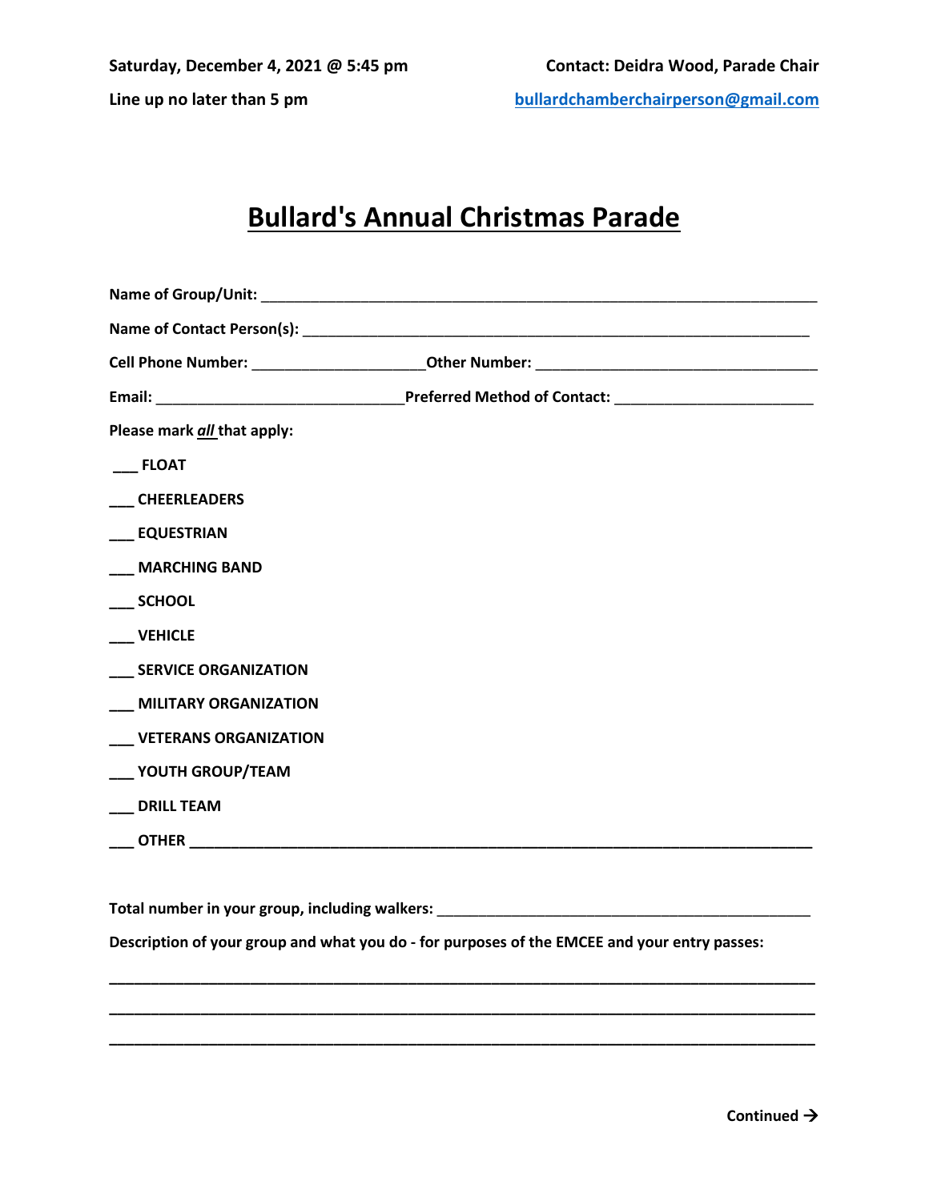**Saturday, December 4, 2021 @ 5:45 pm**

**Line up no later than 5 pm**

**Contact: Deidra Wood, Parade Chair**

**bullardchamberchairperson@gmail.com**

# Bullard's Annual Christmas Parade

**Name of Group/Unit:** ______________________________________________________________________

**Name of Contact Person(s):** ________________________________________________________________

**Cell Phone Number:** ____________________ **Other Number:** ________________________________

**Email:** ____________________________ **Preferred Method of Contact:** _______________________

**Please mark *all* that apply:**

___ **FLOAT**

___ **CHEERLEADERS**

___ **EQUESTRIAN**

___ **MARCHING BAND**

___ **SCHOOL**

___ **VEHICLE**

___ **SERVICE ORGANIZATION**

___ **MILITARY ORGANIZATION**

___ **VETERANS ORGANIZATION**

___ **YOUTH GROUP/TEAM**

___ **DRILL TEAM**

___ **OTHER** _______________________________________________________________________

**Total number in your group, including walkers:** ___________________________________________

**Description of your group and what you do - for purposes of the EMCEE and your entry passes:**

______________________________________________________________________________

______________________________________________________________________________

______________________________________________________________________________

**Continued →**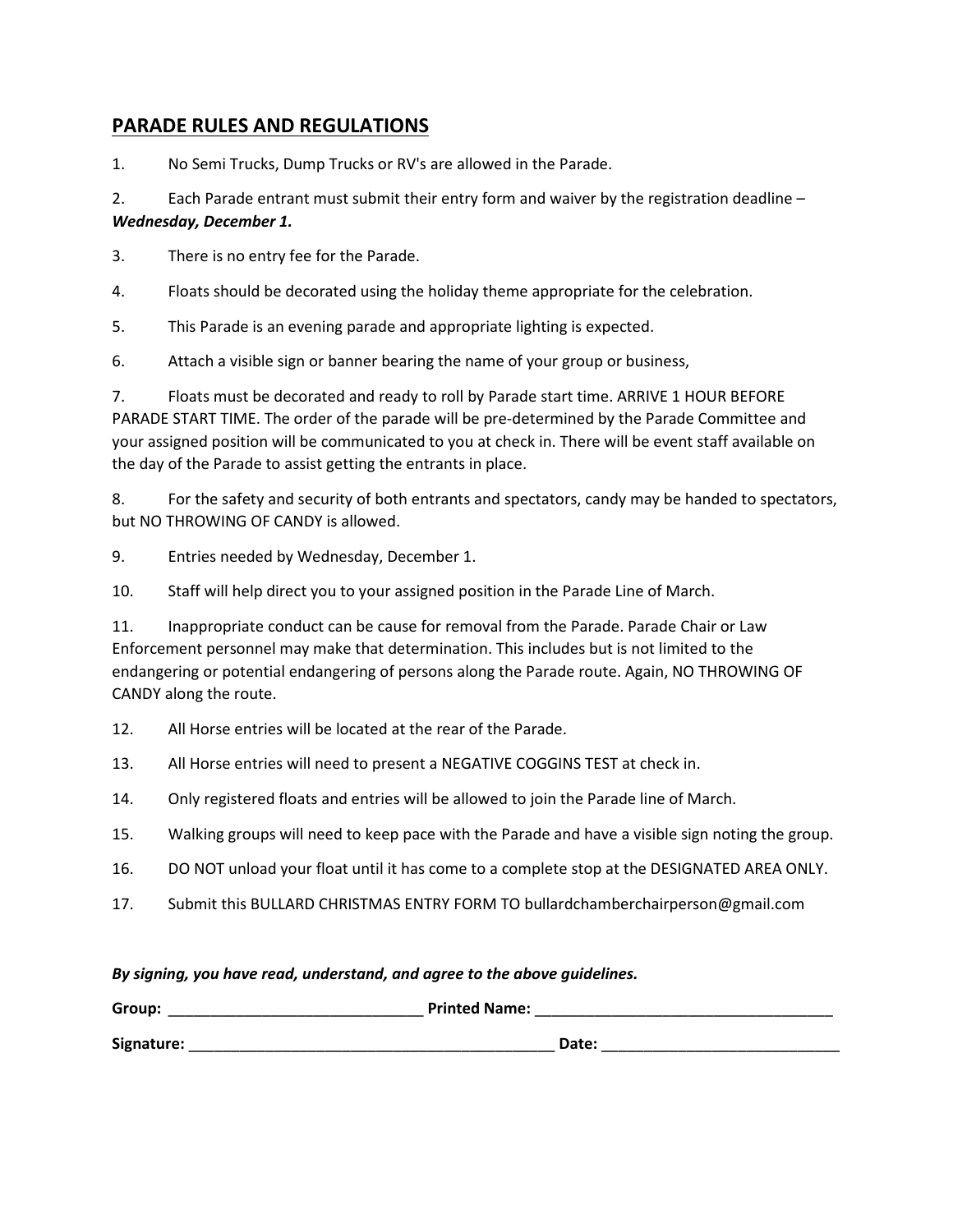## PARADE RULES AND REGULATIONS

1. No Semi Trucks, Dump Trucks or RV's are allowed in the Parade.

2. Each Parade entrant must submit their entry form and waiver by the registration deadline – ***Wednesday, December 1.***

3. There is no entry fee for the Parade.

4. Floats should be decorated using the holiday theme appropriate for the celebration.

5. This Parade is an evening parade and appropriate lighting is expected.

6. Attach a visible sign or banner bearing the name of your group or business,

7. Floats must be decorated and ready to roll by Parade start time. ARRIVE 1 HOUR BEFORE PARADE START TIME. The order of the parade will be pre-determined by the Parade Committee and your assigned position will be communicated to you at check in. There will be event staff available on the day of the Parade to assist getting the entrants in place.

8. For the safety and security of both entrants and spectators, candy may be handed to spectators, but NO THROWING OF CANDY is allowed.

9. Entries needed by Wednesday, December 1.

10. Staff will help direct you to your assigned position in the Parade Line of March.

11. Inappropriate conduct can be cause for removal from the Parade. Parade Chair or Law Enforcement personnel may make that determination. This includes but is not limited to the endangering or potential endangering of persons along the Parade route. Again, NO THROWING OF CANDY along the route.

12. All Horse entries will be located at the rear of the Parade.

13. All Horse entries will need to present a NEGATIVE COGGINS TEST at check in.

14. Only registered floats and entries will be allowed to join the Parade line of March.

15. Walking groups will need to keep pace with the Parade and have a visible sign noting the group.

16. DO NOT unload your float until it has come to a complete stop at the DESIGNATED AREA ONLY.

17. Submit this BULLARD CHRISTMAS ENTRY FORM TO bullardchamberchairperson@gmail.com

***By signing, you have read, understand, and agree to the above guidelines.***

**Group:** ______________________________ **Printed Name:** ___________________________________

**Signature:** ____________________________________________ **Date:** ____________________________